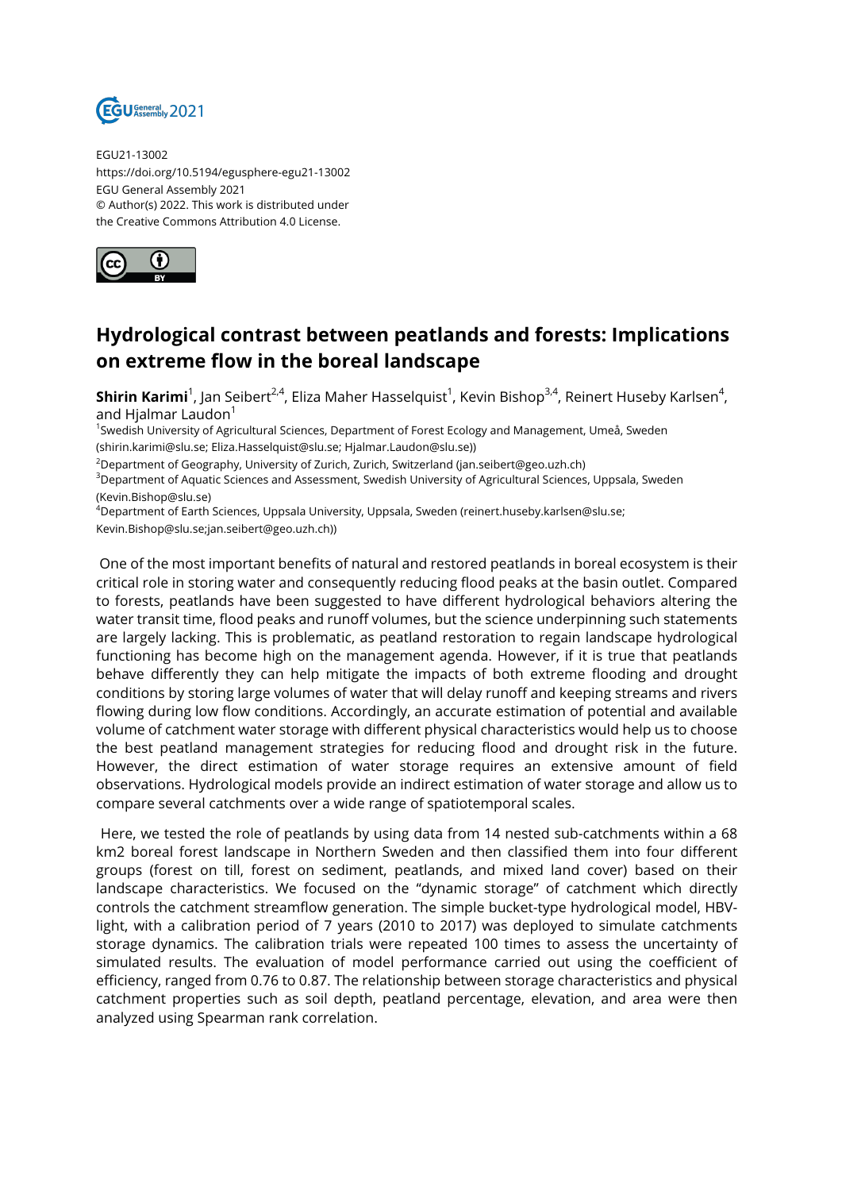EGU21-13002
https://doi.org/10.5194/egusphere-egu21-13002
EGU General Assembly 2021
© Author(s) 2022. This work is distributed under
the Creative Commons Attribution 4.0 License.

# Hydrological contrast between peatlands and forests: Implications on extreme flow in the boreal landscape

**Shirin Karimi**[1], Jan Seibert[2,4], Eliza Maher Hasselquist[1], Kevin Bishop[3,4], Reinert Huseby Karlsen[4], and Hjalmar Laudon[1]

[1]Swedish University of Agricultural Sciences, Department of Forest Ecology and Management, Umeå, Sweden (shirin.karimi@slu.se; Eliza.Hasselquist@slu.se; Hjalmar.Laudon@slu.se))
[2]Department of Geography, University of Zurich, Zurich, Switzerland (jan.seibert@geo.uzh.ch)
[3]Department of Aquatic Sciences and Assessment, Swedish University of Agricultural Sciences, Uppsala, Sweden (Kevin.Bishop@slu.se)
[4]Department of Earth Sciences, Uppsala University, Uppsala, Sweden (reinert.huseby.karlsen@slu.se; Kevin.Bishop@slu.se;jan.seibert@geo.uzh.ch))

One of the most important benefits of natural and restored peatlands in boreal ecosystem is their critical role in storing water and consequently reducing flood peaks at the basin outlet. Compared to forests, peatlands have been suggested to have different hydrological behaviors altering the water transit time, flood peaks and runoff volumes, but the science underpinning such statements are largely lacking. This is problematic, as peatland restoration to regain landscape hydrological functioning has become high on the management agenda. However, if it is true that peatlands behave differently they can help mitigate the impacts of both extreme flooding and drought conditions by storing large volumes of water that will delay runoff and keeping streams and rivers flowing during low flow conditions. Accordingly, an accurate estimation of potential and available volume of catchment water storage with different physical characteristics would help us to choose the best peatland management strategies for reducing flood and drought risk in the future. However, the direct estimation of water storage requires an extensive amount of field observations. Hydrological models provide an indirect estimation of water storage and allow us to compare several catchments over a wide range of spatiotemporal scales.

Here, we tested the role of peatlands by using data from 14 nested sub-catchments within a 68 km2 boreal forest landscape in Northern Sweden and then classified them into four different groups (forest on till, forest on sediment, peatlands, and mixed land cover) based on their landscape characteristics. We focused on the "dynamic storage" of catchment which directly controls the catchment streamflow generation. The simple bucket-type hydrological model, HBV-light, with a calibration period of 7 years (2010 to 2017) was deployed to simulate catchments storage dynamics. The calibration trials were repeated 100 times to assess the uncertainty of simulated results. The evaluation of model performance carried out using the coefficient of efficiency, ranged from 0.76 to 0.87. The relationship between storage characteristics and physical catchment properties such as soil depth, peatland percentage, elevation, and area were then analyzed using Spearman rank correlation.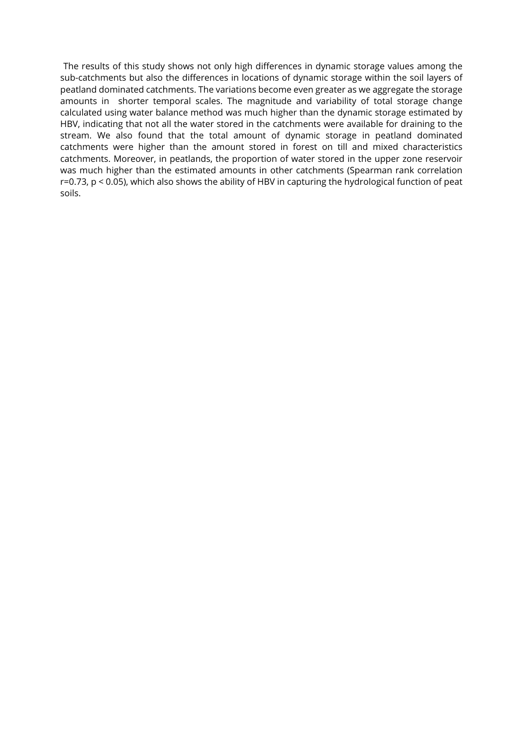The results of this study shows not only high differences in dynamic storage values among the sub-catchments but also the differences in locations of dynamic storage within the soil layers of peatland dominated catchments. The variations become even greater as we aggregate the storage amounts in shorter temporal scales. The magnitude and variability of total storage change calculated using water balance method was much higher than the dynamic storage estimated by HBV, indicating that not all the water stored in the catchments were available for draining to the stream. We also found that the total amount of dynamic storage in peatland dominated catchments were higher than the amount stored in forest on till and mixed characteristics catchments. Moreover, in peatlands, the proportion of water stored in the upper zone reservoir was much higher than the estimated amounts in other catchments (Spearman rank correlation $r=0.73$, $p < 0.05$), which also shows the ability of HBV in capturing the hydrological function of peat soils.